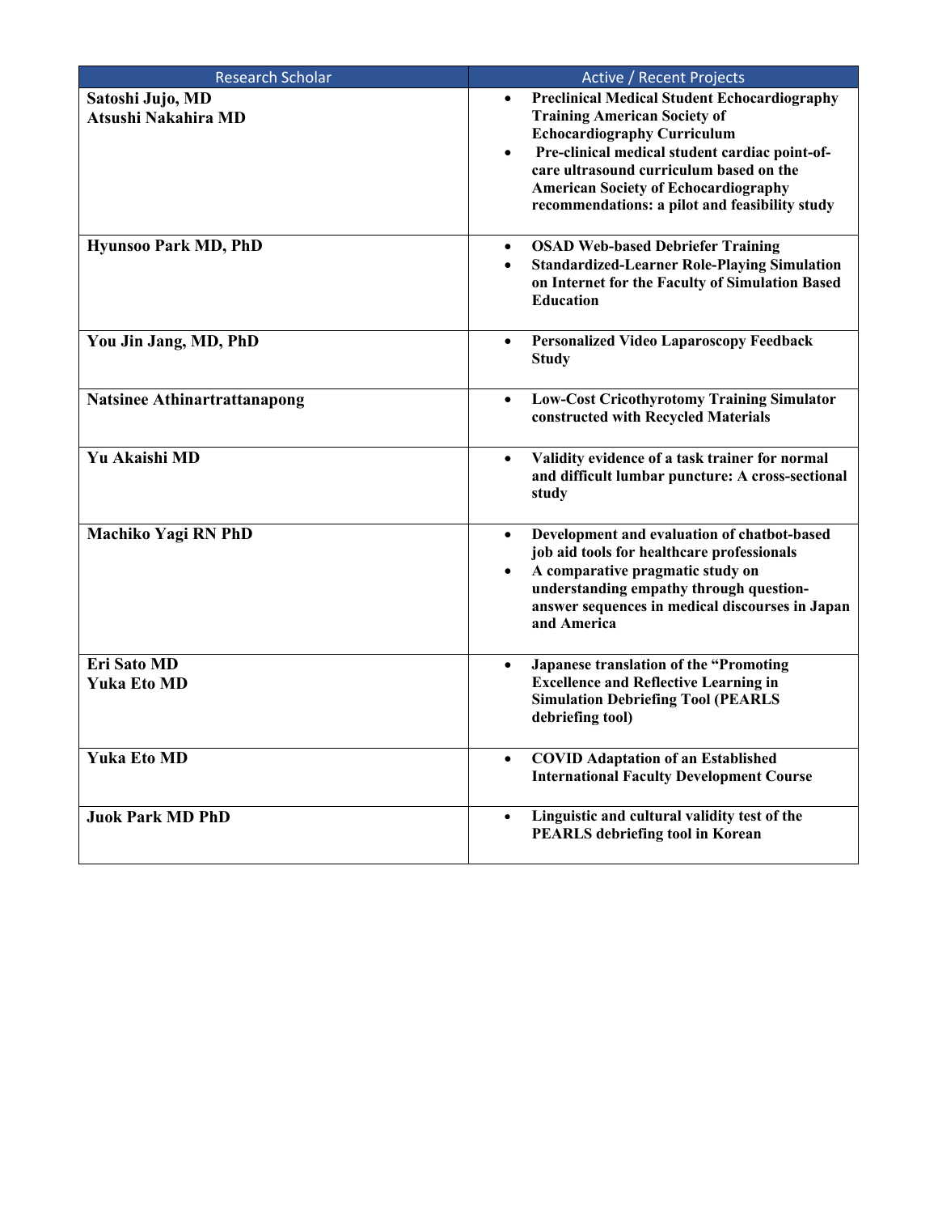| Research Scholar | Active / Recent Projects |
|---|---|
| **Satoshi Jujo, MD**<br>**Atsushi Nakahira MD** | • **Preclinical Medical Student Echocardiography Training American Society of Echocardiography Curriculum**<br>• **Pre-clinical medical student cardiac point-of-care ultrasound curriculum based on the American Society of Echocardiography recommendations: a pilot and feasibility study** |
| **Hyunsoo Park MD, PhD** | • **OSAD Web-based Debriefer Training**<br>• **Standardized-Learner Role-Playing Simulation on Internet for the Faculty of Simulation Based Education** |
| **You Jin Jang, MD, PhD** | • **Personalized Video Laparoscopy Feedback Study** |
| **Natsinee Athinartrattanapong** | • **Low-Cost Cricothyrotomy Training Simulator constructed with Recycled Materials** |
| **Yu Akaishi MD** | • **Validity evidence of a task trainer for normal and difficult lumbar puncture: A cross-sectional study** |
| **Machiko Yagi RN PhD** | • **Development and evaluation of chatbot-based job aid tools for healthcare professionals**<br>• **A comparative pragmatic study on understanding empathy through question-answer sequences in medical discourses in Japan and America** |
| **Eri Sato MD**<br>**Yuka Eto MD** | • **Japanese translation of the "Promoting Excellence and Reflective Learning in Simulation Debriefing Tool (PEARLS debriefing tool)** |
| **Yuka Eto MD** | • **COVID Adaptation of an Established International Faculty Development Course** |
| **Juok Park MD PhD** | • **Linguistic and cultural validity test of the PEARLS debriefing tool in Korean** |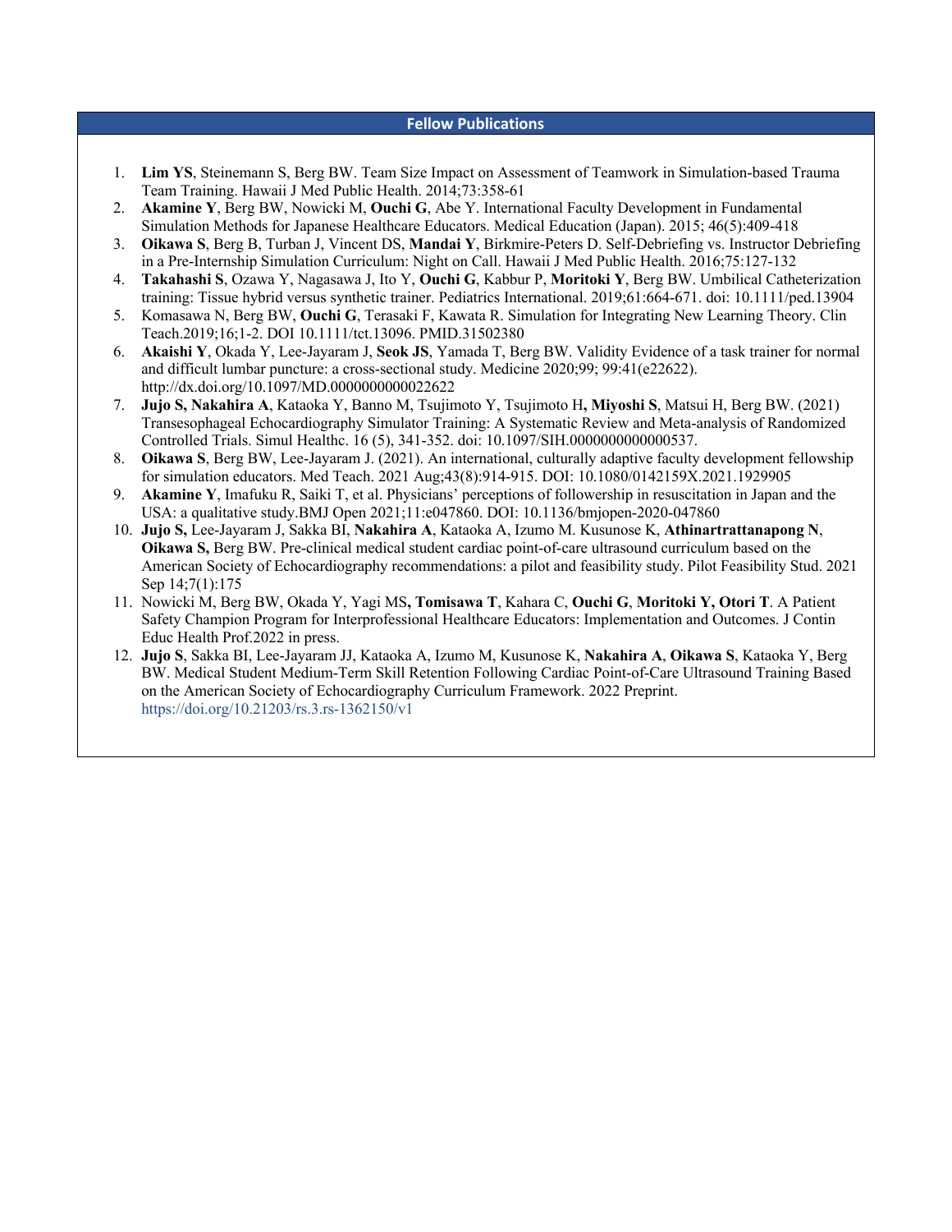## Fellow Publications

1. **Lim YS**, Steinemann S, Berg BW. Team Size Impact on Assessment of Teamwork in Simulation-based Trauma Team Training. Hawaii J Med Public Health. 2014;73:358-61
2. **Akamine Y**, Berg BW, Nowicki M, **Ouchi G**, Abe Y. International Faculty Development in Fundamental Simulation Methods for Japanese Healthcare Educators. Medical Education (Japan). 2015; 46(5):409-418
3. **Oikawa S**, Berg B, Turban J, Vincent DS, **Mandai Y**, Birkmire-Peters D. Self-Debriefing vs. Instructor Debriefing in a Pre-Internship Simulation Curriculum: Night on Call. Hawaii J Med Public Health. 2016;75:127-132
4. **Takahashi S**, Ozawa Y, Nagasawa J, Ito Y, **Ouchi G**, Kabbur P, **Moritoki Y**, Berg BW. Umbilical Catheterization training: Tissue hybrid versus synthetic trainer. Pediatrics International. 2019;61:664-671. doi: 10.1111/ped.13904
5. Komasawa N, Berg BW, **Ouchi G**, Terasaki F, Kawata R. Simulation for Integrating New Learning Theory. Clin Teach.2019;16;1-2. DOI 10.1111/tct.13096. PMID.31502380
6. **Akaishi Y**, Okada Y, Lee-Jayaram J, **Seok JS**, Yamada T, Berg BW. Validity Evidence of a task trainer for normal and difficult lumbar puncture: a cross-sectional study. Medicine 2020;99; 99:41(e22622). http://dx.doi.org/10.1097/MD.0000000000022622
7. **Jujo S, Nakahira A**, Kataoka Y, Banno M, Tsujimoto Y, Tsujimoto H**, Miyoshi S**, Matsui H, Berg BW. (2021) Transesophageal Echocardiography Simulator Training: A Systematic Review and Meta-analysis of Randomized Controlled Trials. Simul Healthc. 16 (5), 341-352. doi: 10.1097/SIH.0000000000000537.
8. **Oikawa S**, Berg BW, Lee-Jayaram J. (2021). An international, culturally adaptive faculty development fellowship for simulation educators. Med Teach. 2021 Aug;43(8):914-915. DOI: 10.1080/0142159X.2021.1929905
9. **Akamine Y**, Imafuku R, Saiki T, et al. Physicians' perceptions of followership in resuscitation in Japan and the USA: a qualitative study.BMJ Open 2021;11:e047860. DOI: 10.1136/bmjopen-2020-047860
10. **Jujo S,** Lee-Jayaram J, Sakka BI, **Nakahira A**, Kataoka A, Izumo M. Kusunose K, **Athinartrattanapong N**, **Oikawa S,** Berg BW. Pre-clinical medical student cardiac point-of-care ultrasound curriculum based on the American Society of Echocardiography recommendations: a pilot and feasibility study. Pilot Feasibility Stud. 2021 Sep 14;7(1):175
11. Nowicki M, Berg BW, Okada Y, Yagi MS**, Tomisawa T**, Kahara C, **Ouchi G**, **Moritoki Y, Otori T**. A Patient Safety Champion Program for Interprofessional Healthcare Educators: Implementation and Outcomes. J Contin Educ Health Prof.2022 in press.
12. **Jujo S**, Sakka BI, Lee-Jayaram JJ, Kataoka A, Izumo M, Kusunose K, **Nakahira A**, **Oikawa S**, Kataoka Y, Berg BW. Medical Student Medium-Term Skill Retention Following Cardiac Point-of-Care Ultrasound Training Based on the American Society of Echocardiography Curriculum Framework. 2022 Preprint. https://doi.org/10.21203/rs.3.rs-1362150/v1